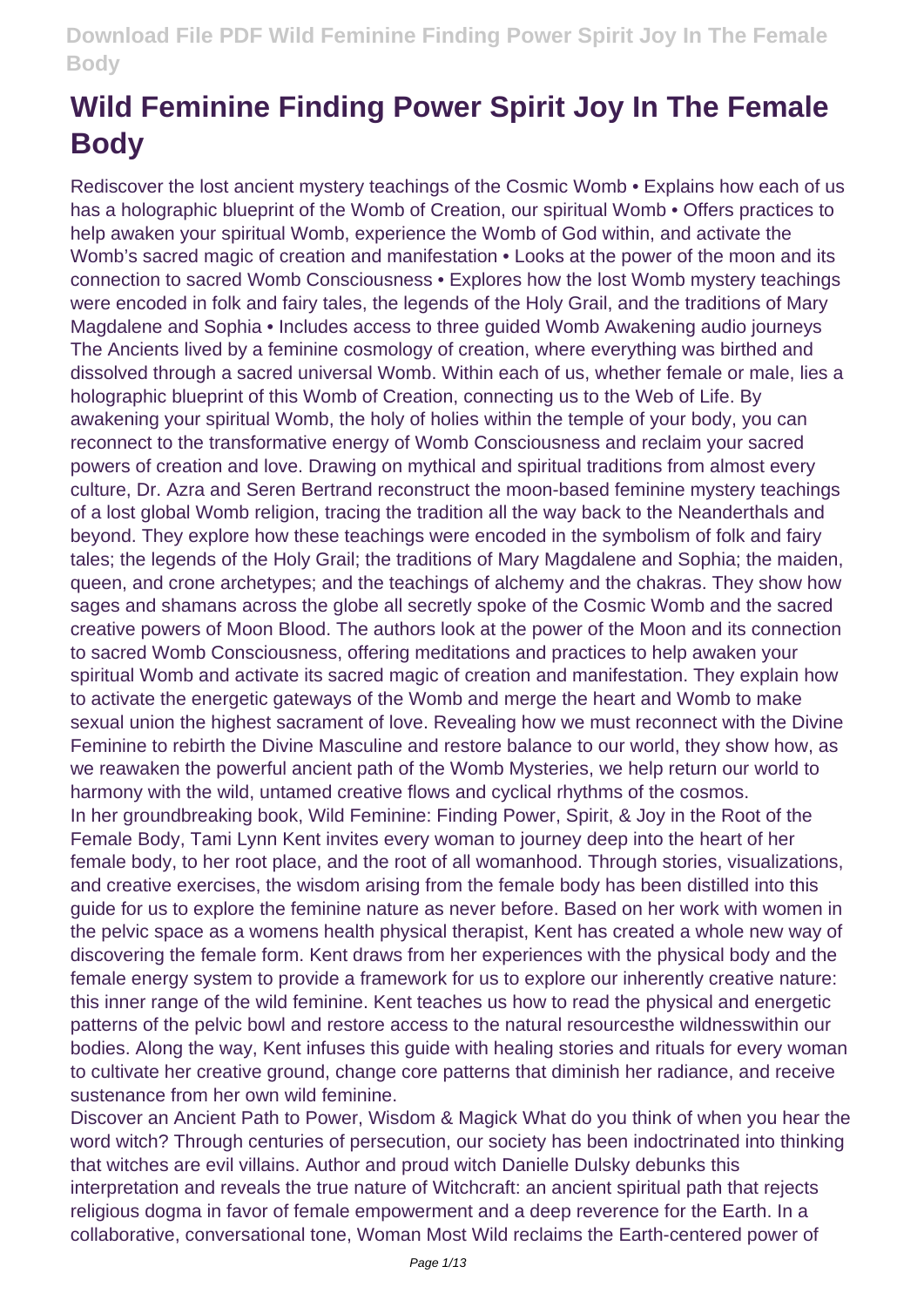# Wild Feminine Finding Power Spirit Joy In The Female Body

Rediscover the lost ancient mystery teachings of the Cosmic Womb • Explains how each of us has a holographic blueprint of the Womb of Creation, our spiritual Womb • Offers practices to help awaken your spiritual Womb, experience the Womb of God within, and activate the Womb's sacred magic of creation and manifestation • Looks at the power of the moon and its connection to sacred Womb Consciousness • Explores how the lost Womb mystery teachings were encoded in folk and fairy tales, the legends of the Holy Grail, and the traditions of Mary Magdalene and Sophia • Includes access to three guided Womb Awakening audio journeys The Ancients lived by a feminine cosmology of creation, where everything was birthed and dissolved through a sacred universal Womb. Within each of us, whether female or male, lies a holographic blueprint of this Womb of Creation, connecting us to the Web of Life. By awakening your spiritual Womb, the holy of holies within the temple of your body, you can reconnect to the transformative energy of Womb Consciousness and reclaim your sacred powers of creation and love. Drawing on mythical and spiritual traditions from almost every culture, Dr. Azra and Seren Bertrand reconstruct the moon-based feminine mystery teachings of a lost global Womb religion, tracing the tradition all the way back to the Neanderthals and beyond. They explore how these teachings were encoded in the symbolism of folk and fairy tales; the legends of the Holy Grail; the traditions of Mary Magdalene and Sophia; the maiden, queen, and crone archetypes; and the teachings of alchemy and the chakras. They show how sages and shamans across the globe all secretly spoke of the Cosmic Womb and the sacred creative powers of Moon Blood. The authors look at the power of the Moon and its connection to sacred Womb Consciousness, offering meditations and practices to help awaken your spiritual Womb and activate its sacred magic of creation and manifestation. They explain how to activate the energetic gateways of the Womb and merge the heart and Womb to make sexual union the highest sacrament of love. Revealing how we must reconnect with the Divine Feminine to rebirth the Divine Masculine and restore balance to our world, they show how, as we reawaken the powerful ancient path of the Womb Mysteries, we help return our world to harmony with the wild, untamed creative flows and cyclical rhythms of the cosmos.

In her groundbreaking book, Wild Feminine: Finding Power, Spirit, & Joy in the Root of the Female Body, Tami Lynn Kent invites every woman to journey deep into the heart of her female body, to her root place, and the root of all womanhood. Through stories, visualizations, and creative exercises, the wisdom arising from the female body has been distilled into this guide for us to explore the feminine nature as never before. Based on her work with women in the pelvic space as a womens health physical therapist, Kent has created a whole new way of discovering the female form. Kent draws from her experiences with the physical body and the female energy system to provide a framework for us to explore our inherently creative nature: this inner range of the wild feminine. Kent teaches us how to read the physical and energetic patterns of the pelvic bowl and restore access to the natural resourcesthe wildnesswithin our bodies. Along the way, Kent infuses this guide with healing stories and rituals for every woman to cultivate her creative ground, change core patterns that diminish her radiance, and receive sustenance from her own wild feminine.

Discover an Ancient Path to Power, Wisdom & Magick What do you think of when you hear the word witch? Through centuries of persecution, our society has been indoctrinated into thinking that witches are evil villains. Author and proud witch Danielle Dulsky debunks this interpretation and reveals the true nature of Witchcraft: an ancient spiritual path that rejects religious dogma in favor of female empowerment and a deep reverence for the Earth. In a collaborative, conversational tone, Woman Most Wild reclaims the Earth-centered power of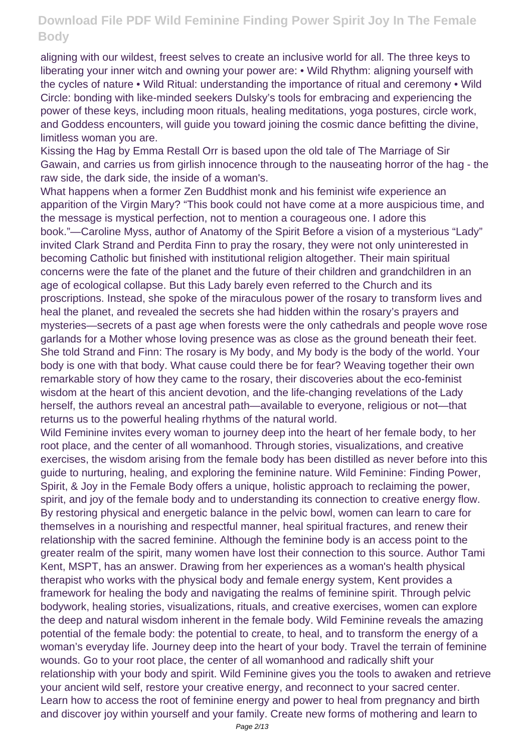aligning with our wildest, freest selves to create an inclusive world for all. The three keys to liberating your inner witch and owning your power are: • Wild Rhythm: aligning yourself with the cycles of nature • Wild Ritual: understanding the importance of ritual and ceremony • Wild Circle: bonding with like-minded seekers Dulsky's tools for embracing and experiencing the power of these keys, including moon rituals, healing meditations, yoga postures, circle work, and Goddess encounters, will guide you toward joining the cosmic dance befitting the divine, limitless woman you are.

Kissing the Hag by Emma Restall Orr is based upon the old tale of The Marriage of Sir Gawain, and carries us from girlish innocence through to the nauseating horror of the hag - the raw side, the dark side, the inside of a woman's.

What happens when a former Zen Buddhist monk and his feminist wife experience an apparition of the Virgin Mary? "This book could not have come at a more auspicious time, and the message is mystical perfection, not to mention a courageous one. I adore this book."—Caroline Myss, author of Anatomy of the Spirit Before a vision of a mysterious "Lady" invited Clark Strand and Perdita Finn to pray the rosary, they were not only uninterested in becoming Catholic but finished with institutional religion altogether. Their main spiritual concerns were the fate of the planet and the future of their children and grandchildren in an age of ecological collapse. But this Lady barely even referred to the Church and its proscriptions. Instead, she spoke of the miraculous power of the rosary to transform lives and heal the planet, and revealed the secrets she had hidden within the rosary's prayers and mysteries—secrets of a past age when forests were the only cathedrals and people wove rose garlands for a Mother whose loving presence was as close as the ground beneath their feet. She told Strand and Finn: The rosary is My body, and My body is the body of the world. Your body is one with that body. What cause could there be for fear? Weaving together their own remarkable story of how they came to the rosary, their discoveries about the eco-feminist wisdom at the heart of this ancient devotion, and the life-changing revelations of the Lady herself, the authors reveal an ancestral path—available to everyone, religious or not—that returns us to the powerful healing rhythms of the natural world.

Wild Feminine invites every woman to journey deep into the heart of her female body, to her root place, and the center of all womanhood. Through stories, visualizations, and creative exercises, the wisdom arising from the female body has been distilled as never before into this guide to nurturing, healing, and exploring the feminine nature. Wild Feminine: Finding Power, Spirit, & Joy in the Female Body offers a unique, holistic approach to reclaiming the power, spirit, and joy of the female body and to understanding its connection to creative energy flow. By restoring physical and energetic balance in the pelvic bowl, women can learn to care for themselves in a nourishing and respectful manner, heal spiritual fractures, and renew their relationship with the sacred feminine. Although the feminine body is an access point to the greater realm of the spirit, many women have lost their connection to this source. Author Tami Kent, MSPT, has an answer. Drawing from her experiences as a woman's health physical therapist who works with the physical body and female energy system, Kent provides a framework for healing the body and navigating the realms of feminine spirit. Through pelvic bodywork, healing stories, visualizations, rituals, and creative exercises, women can explore the deep and natural wisdom inherent in the female body. Wild Feminine reveals the amazing potential of the female body: the potential to create, to heal, and to transform the energy of a woman's everyday life. Journey deep into the heart of your body. Travel the terrain of feminine wounds. Go to your root place, the center of all womanhood and radically shift your relationship with your body and spirit. Wild Feminine gives you the tools to awaken and retrieve your ancient wild self, restore your creative energy, and reconnect to your sacred center. Learn how to access the root of feminine energy and power to heal from pregnancy and birth and discover joy within yourself and your family. Create new forms of mothering and learn to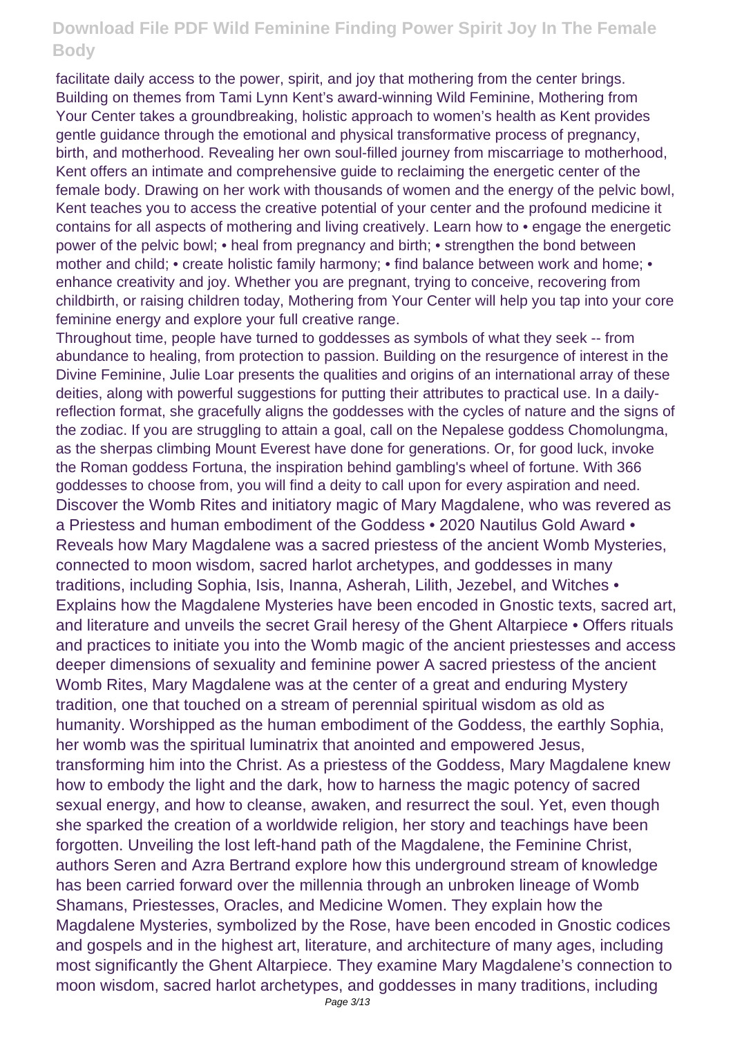facilitate daily access to the power, spirit, and joy that mothering from the center brings. Building on themes from Tami Lynn Kent's award-winning Wild Feminine, Mothering from Your Center takes a groundbreaking, holistic approach to women's health as Kent provides gentle guidance through the emotional and physical transformative process of pregnancy, birth, and motherhood. Revealing her own soul-filled journey from miscarriage to motherhood, Kent offers an intimate and comprehensive guide to reclaiming the energetic center of the female body. Drawing on her work with thousands of women and the energy of the pelvic bowl, Kent teaches you to access the creative potential of your center and the profound medicine it contains for all aspects of mothering and living creatively. Learn how to • engage the energetic power of the pelvic bowl; • heal from pregnancy and birth; • strengthen the bond between mother and child; • create holistic family harmony; • find balance between work and home; • enhance creativity and joy. Whether you are pregnant, trying to conceive, recovering from childbirth, or raising children today, Mothering from Your Center will help you tap into your core feminine energy and explore your full creative range.

Throughout time, people have turned to goddesses as symbols of what they seek -- from abundance to healing, from protection to passion. Building on the resurgence of interest in the Divine Feminine, Julie Loar presents the qualities and origins of an international array of these deities, along with powerful suggestions for putting their attributes to practical use. In a daily-reflection format, she gracefully aligns the goddesses with the cycles of nature and the signs of the zodiac. If you are struggling to attain a goal, call on the Nepalese goddess Chomolungma, as the sherpas climbing Mount Everest have done for generations. Or, for good luck, invoke the Roman goddess Fortuna, the inspiration behind gambling's wheel of fortune. With 366 goddesses to choose from, you will find a deity to call upon for every aspiration and need.

Discover the Womb Rites and initiatory magic of Mary Magdalene, who was revered as a Priestess and human embodiment of the Goddess • 2020 Nautilus Gold Award • Reveals how Mary Magdalene was a sacred priestess of the ancient Womb Mysteries, connected to moon wisdom, sacred harlot archetypes, and goddesses in many traditions, including Sophia, Isis, Inanna, Asherah, Lilith, Jezebel, and Witches • Explains how the Magdalene Mysteries have been encoded in Gnostic texts, sacred art, and literature and unveils the secret Grail heresy of the Ghent Altarpiece • Offers rituals and practices to initiate you into the Womb magic of the ancient priestesses and access deeper dimensions of sexuality and feminine power A sacred priestess of the ancient Womb Rites, Mary Magdalene was at the center of a great and enduring Mystery tradition, one that touched on a stream of perennial spiritual wisdom as old as humanity. Worshipped as the human embodiment of the Goddess, the earthly Sophia, her womb was the spiritual luminatrix that anointed and empowered Jesus, transforming him into the Christ. As a priestess of the Goddess, Mary Magdalene knew how to embody the light and the dark, how to harness the magic potency of sacred sexual energy, and how to cleanse, awaken, and resurrect the soul. Yet, even though she sparked the creation of a worldwide religion, her story and teachings have been forgotten. Unveiling the lost left-hand path of the Magdalene, the Feminine Christ, authors Seren and Azra Bertrand explore how this underground stream of knowledge has been carried forward over the millennia through an unbroken lineage of Womb Shamans, Priestesses, Oracles, and Medicine Women. They explain how the Magdalene Mysteries, symbolized by the Rose, have been encoded in Gnostic codices and gospels and in the highest art, literature, and architecture of many ages, including most significantly the Ghent Altarpiece. They examine Mary Magdalene's connection to moon wisdom, sacred harlot archetypes, and goddesses in many traditions, including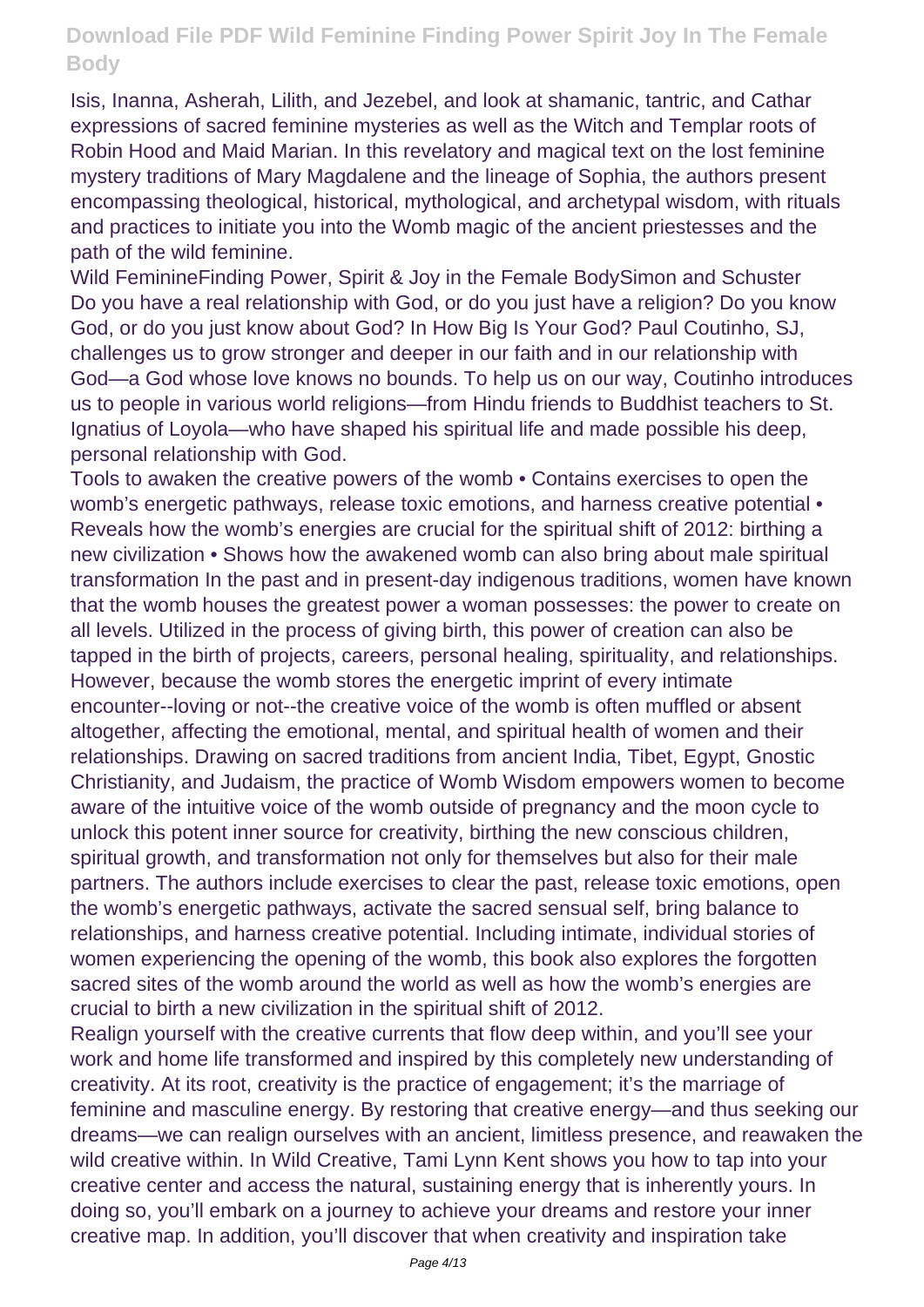Isis, Inanna, Asherah, Lilith, and Jezebel, and look at shamanic, tantric, and Cathar expressions of sacred feminine mysteries as well as the Witch and Templar roots of Robin Hood and Maid Marian. In this revelatory and magical text on the lost feminine mystery traditions of Mary Magdalene and the lineage of Sophia, the authors present encompassing theological, historical, mythological, and archetypal wisdom, with rituals and practices to initiate you into the Womb magic of the ancient priestesses and the path of the wild feminine.

Wild FeminineFinding Power, Spirit & Joy in the Female BodySimon and Schuster

Do you have a real relationship with God, or do you just have a religion? Do you know God, or do you just know about God? In How Big Is Your God? Paul Coutinho, SJ, challenges us to grow stronger and deeper in our faith and in our relationship with God—a God whose love knows no bounds. To help us on our way, Coutinho introduces us to people in various world religions—from Hindu friends to Buddhist teachers to St. Ignatius of Loyola—who have shaped his spiritual life and made possible his deep, personal relationship with God.

Tools to awaken the creative powers of the womb • Contains exercises to open the womb's energetic pathways, release toxic emotions, and harness creative potential • Reveals how the womb's energies are crucial for the spiritual shift of 2012: birthing a new civilization • Shows how the awakened womb can also bring about male spiritual transformation In the past and in present-day indigenous traditions, women have known that the womb houses the greatest power a woman possesses: the power to create on all levels. Utilized in the process of giving birth, this power of creation can also be tapped in the birth of projects, careers, personal healing, spirituality, and relationships. However, because the womb stores the energetic imprint of every intimate encounter--loving or not--the creative voice of the womb is often muffled or absent altogether, affecting the emotional, mental, and spiritual health of women and their relationships. Drawing on sacred traditions from ancient India, Tibet, Egypt, Gnostic Christianity, and Judaism, the practice of Womb Wisdom empowers women to become aware of the intuitive voice of the womb outside of pregnancy and the moon cycle to unlock this potent inner source for creativity, birthing the new conscious children, spiritual growth, and transformation not only for themselves but also for their male partners. The authors include exercises to clear the past, release toxic emotions, open the womb's energetic pathways, activate the sacred sensual self, bring balance to relationships, and harness creative potential. Including intimate, individual stories of women experiencing the opening of the womb, this book also explores the forgotten sacred sites of the womb around the world as well as how the womb's energies are crucial to birth a new civilization in the spiritual shift of 2012.

Realign yourself with the creative currents that flow deep within, and you'll see your work and home life transformed and inspired by this completely new understanding of creativity. At its root, creativity is the practice of engagement; it's the marriage of feminine and masculine energy. By restoring that creative energy—and thus seeking our dreams—we can realign ourselves with an ancient, limitless presence, and reawaken the wild creative within. In Wild Creative, Tami Lynn Kent shows you how to tap into your creative center and access the natural, sustaining energy that is inherently yours. In doing so, you'll embark on a journey to achieve your dreams and restore your inner creative map. In addition, you'll discover that when creativity and inspiration take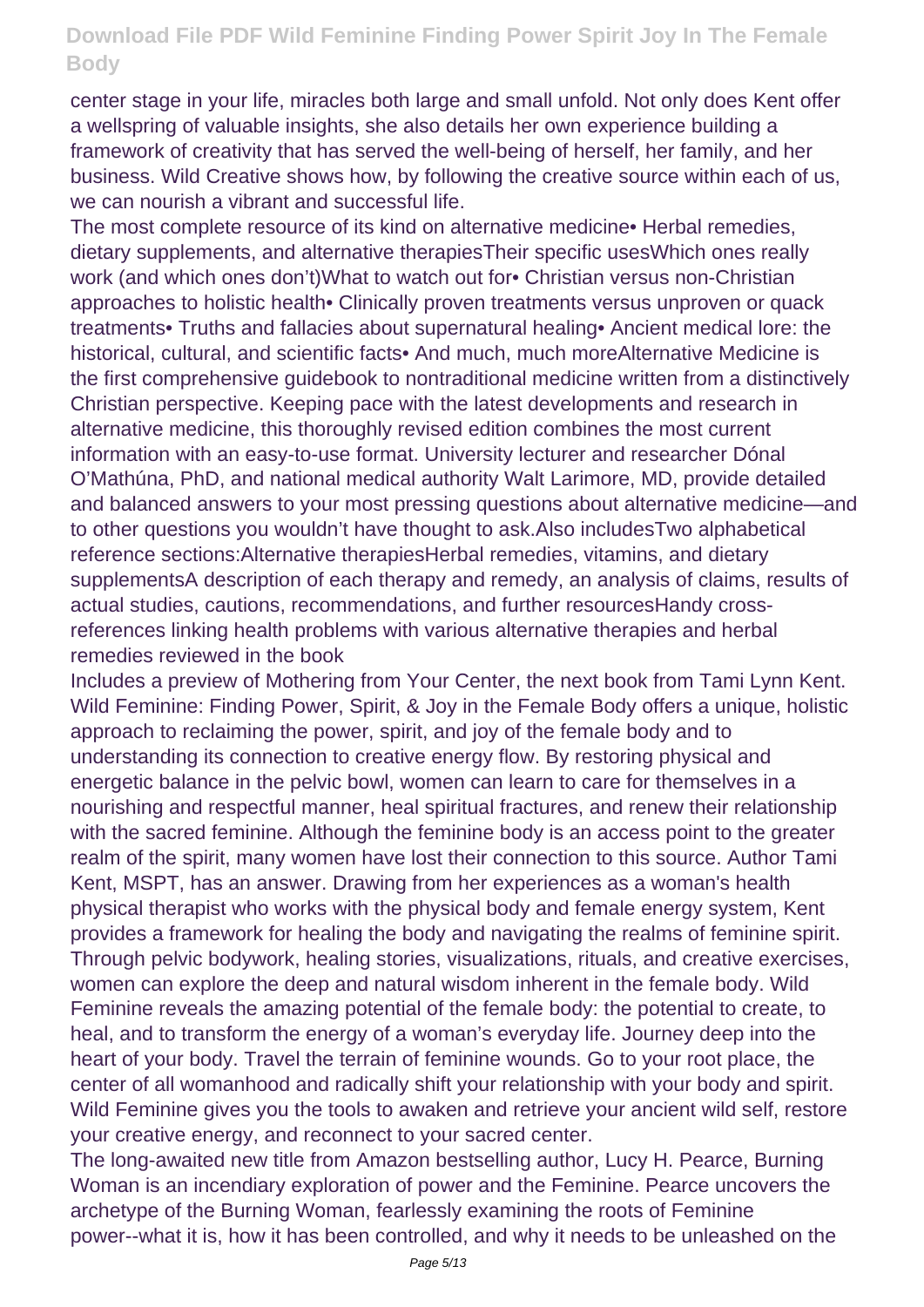center stage in your life, miracles both large and small unfold. Not only does Kent offer a wellspring of valuable insights, she also details her own experience building a framework of creativity that has served the well-being of herself, her family, and her business. Wild Creative shows how, by following the creative source within each of us, we can nourish a vibrant and successful life.

The most complete resource of its kind on alternative medicine• Herbal remedies, dietary supplements, and alternative therapiesTheir specific usesWhich ones really work (and which ones don't)What to watch out for• Christian versus non-Christian approaches to holistic health• Clinically proven treatments versus unproven or quack treatments• Truths and fallacies about supernatural healing• Ancient medical lore: the historical, cultural, and scientific facts• And much, much moreAlternative Medicine is the first comprehensive guidebook to nontraditional medicine written from a distinctively Christian perspective. Keeping pace with the latest developments and research in alternative medicine, this thoroughly revised edition combines the most current information with an easy-to-use format. University lecturer and researcher Dónal O'Mathúna, PhD, and national medical authority Walt Larimore, MD, provide detailed and balanced answers to your most pressing questions about alternative medicine—and to other questions you wouldn't have thought to ask.Also includesTwo alphabetical reference sections:Alternative therapiesHerbal remedies, vitamins, and dietary supplementsA description of each therapy and remedy, an analysis of claims, results of actual studies, cautions, recommendations, and further resourcesHandy cross-references linking health problems with various alternative therapies and herbal remedies reviewed in the book

Includes a preview of Mothering from Your Center, the next book from Tami Lynn Kent. Wild Feminine: Finding Power, Spirit, & Joy in the Female Body offers a unique, holistic approach to reclaiming the power, spirit, and joy of the female body and to understanding its connection to creative energy flow. By restoring physical and energetic balance in the pelvic bowl, women can learn to care for themselves in a nourishing and respectful manner, heal spiritual fractures, and renew their relationship with the sacred feminine. Although the feminine body is an access point to the greater realm of the spirit, many women have lost their connection to this source. Author Tami Kent, MSPT, has an answer. Drawing from her experiences as a woman's health physical therapist who works with the physical body and female energy system, Kent provides a framework for healing the body and navigating the realms of feminine spirit. Through pelvic bodywork, healing stories, visualizations, rituals, and creative exercises, women can explore the deep and natural wisdom inherent in the female body. Wild Feminine reveals the amazing potential of the female body: the potential to create, to heal, and to transform the energy of a woman's everyday life. Journey deep into the heart of your body. Travel the terrain of feminine wounds. Go to your root place, the center of all womanhood and radically shift your relationship with your body and spirit. Wild Feminine gives you the tools to awaken and retrieve your ancient wild self, restore your creative energy, and reconnect to your sacred center.

The long-awaited new title from Amazon bestselling author, Lucy H. Pearce, Burning Woman is an incendiary exploration of power and the Feminine. Pearce uncovers the archetype of the Burning Woman, fearlessly examining the roots of Feminine power--what it is, how it has been controlled, and why it needs to be unleashed on the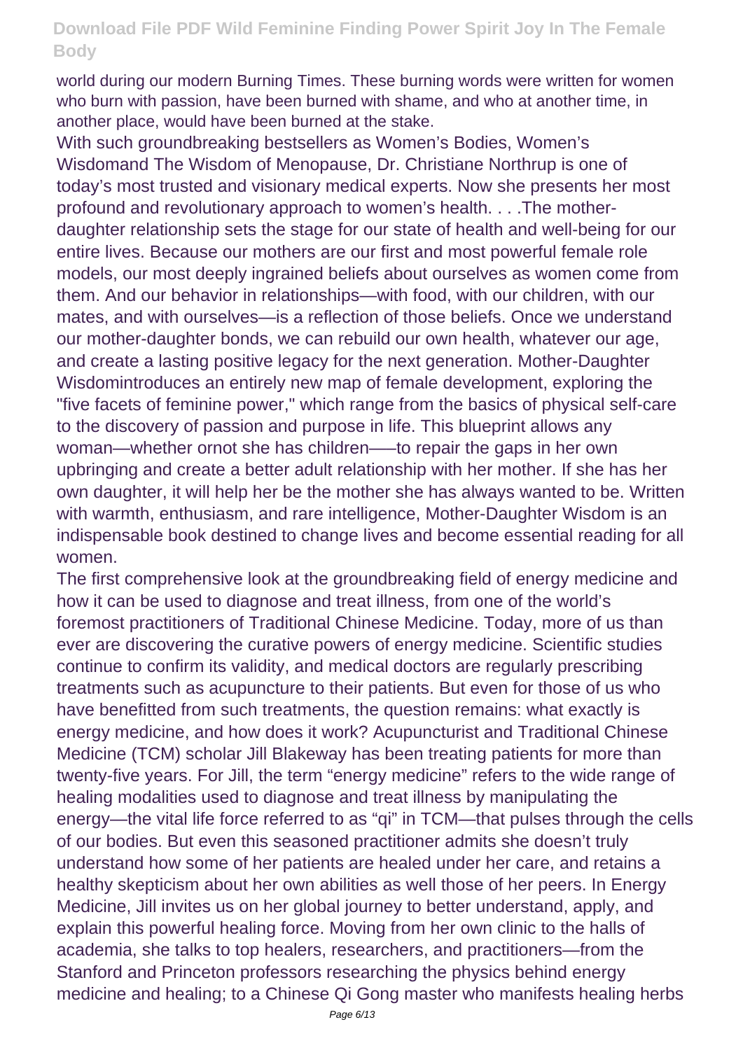world during our modern Burning Times. These burning words were written for women who burn with passion, have been burned with shame, and who at another time, in another place, would have been burned at the stake.

With such groundbreaking bestsellers as Women's Bodies, Women's Wisdomand The Wisdom of Menopause, Dr. Christiane Northrup is one of today's most trusted and visionary medical experts. Now she presents her most profound and revolutionary approach to women's health. . . .The mother-daughter relationship sets the stage for our state of health and well-being for our entire lives. Because our mothers are our first and most powerful female role models, our most deeply ingrained beliefs about ourselves as women come from them. And our behavior in relationships—with food, with our children, with our mates, and with ourselves—is a reflection of those beliefs. Once we understand our mother-daughter bonds, we can rebuild our own health, whatever our age, and create a lasting positive legacy for the next generation. Mother-Daughter Wisdomintroduces an entirely new map of female development, exploring the "five facets of feminine power," which range from the basics of physical self-care to the discovery of passion and purpose in life. This blueprint allows any woman—whether ornot she has children——to repair the gaps in her own upbringing and create a better adult relationship with her mother. If she has her own daughter, it will help her be the mother she has always wanted to be. Written with warmth, enthusiasm, and rare intelligence, Mother-Daughter Wisdom is an indispensable book destined to change lives and become essential reading for all women.

The first comprehensive look at the groundbreaking field of energy medicine and how it can be used to diagnose and treat illness, from one of the world's foremost practitioners of Traditional Chinese Medicine. Today, more of us than ever are discovering the curative powers of energy medicine. Scientific studies continue to confirm its validity, and medical doctors are regularly prescribing treatments such as acupuncture to their patients. But even for those of us who have benefitted from such treatments, the question remains: what exactly is energy medicine, and how does it work? Acupuncturist and Traditional Chinese Medicine (TCM) scholar Jill Blakeway has been treating patients for more than twenty-five years. For Jill, the term "energy medicine" refers to the wide range of healing modalities used to diagnose and treat illness by manipulating the energy—the vital life force referred to as "qi" in TCM—that pulses through the cells of our bodies. But even this seasoned practitioner admits she doesn't truly understand how some of her patients are healed under her care, and retains a healthy skepticism about her own abilities as well those of her peers. In Energy Medicine, Jill invites us on her global journey to better understand, apply, and explain this powerful healing force. Moving from her own clinic to the halls of academia, she talks to top healers, researchers, and practitioners—from the Stanford and Princeton professors researching the physics behind energy medicine and healing; to a Chinese Qi Gong master who manifests healing herbs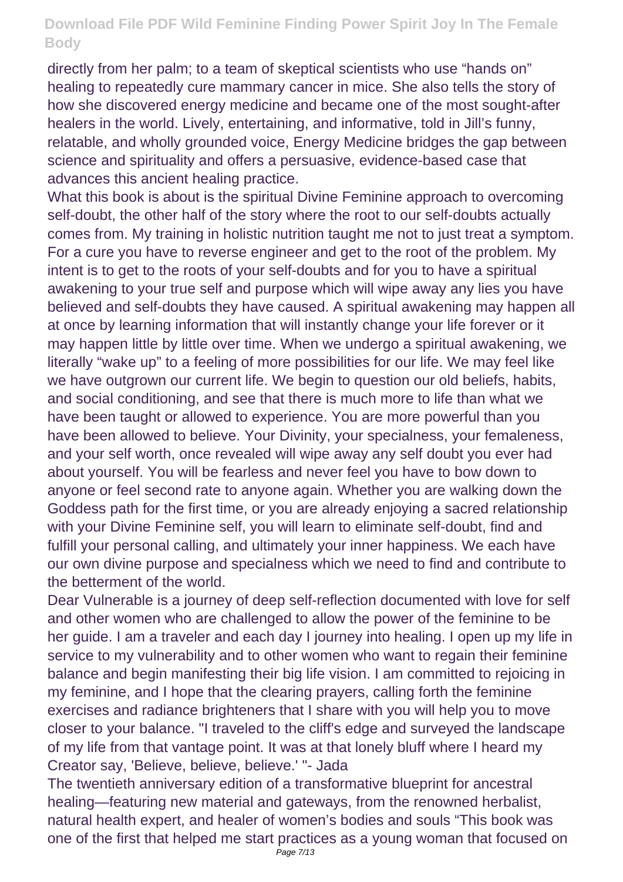directly from her palm; to a team of skeptical scientists who use "hands on" healing to repeatedly cure mammary cancer in mice. She also tells the story of how she discovered energy medicine and became one of the most sought-after healers in the world. Lively, entertaining, and informative, told in Jill's funny, relatable, and wholly grounded voice, Energy Medicine bridges the gap between science and spirituality and offers a persuasive, evidence-based case that advances this ancient healing practice.

What this book is about is the spiritual Divine Feminine approach to overcoming self-doubt, the other half of the story where the root to our self-doubts actually comes from. My training in holistic nutrition taught me not to just treat a symptom. For a cure you have to reverse engineer and get to the root of the problem. My intent is to get to the roots of your self-doubts and for you to have a spiritual awakening to your true self and purpose which will wipe away any lies you have believed and self-doubts they have caused. A spiritual awakening may happen all at once by learning information that will instantly change your life forever or it may happen little by little over time. When we undergo a spiritual awakening, we literally "wake up" to a feeling of more possibilities for our life. We may feel like we have outgrown our current life. We begin to question our old beliefs, habits, and social conditioning, and see that there is much more to life than what we have been taught or allowed to experience. You are more powerful than you have been allowed to believe. Your Divinity, your specialness, your femaleness, and your self worth, once revealed will wipe away any self doubt you ever had about yourself. You will be fearless and never feel you have to bow down to anyone or feel second rate to anyone again. Whether you are walking down the Goddess path for the first time, or you are already enjoying a sacred relationship with your Divine Feminine self, you will learn to eliminate self-doubt, find and fulfill your personal calling, and ultimately your inner happiness. We each have our own divine purpose and specialness which we need to find and contribute to the betterment of the world.

Dear Vulnerable is a journey of deep self-reflection documented with love for self and other women who are challenged to allow the power of the feminine to be her guide. I am a traveler and each day I journey into healing. I open up my life in service to my vulnerability and to other women who want to regain their feminine balance and begin manifesting their big life vision. I am committed to rejoicing in my feminine, and I hope that the clearing prayers, calling forth the feminine exercises and radiance brighteners that I share with you will help you to move closer to your balance. "I traveled to the cliff's edge and surveyed the landscape of my life from that vantage point. It was at that lonely bluff where I heard my Creator say, 'Believe, believe, believe.' "- Jada

The twentieth anniversary edition of a transformative blueprint for ancestral healing—featuring new material and gateways, from the renowned herbalist, natural health expert, and healer of women's bodies and souls "This book was one of the first that helped me start practices as a young woman that focused on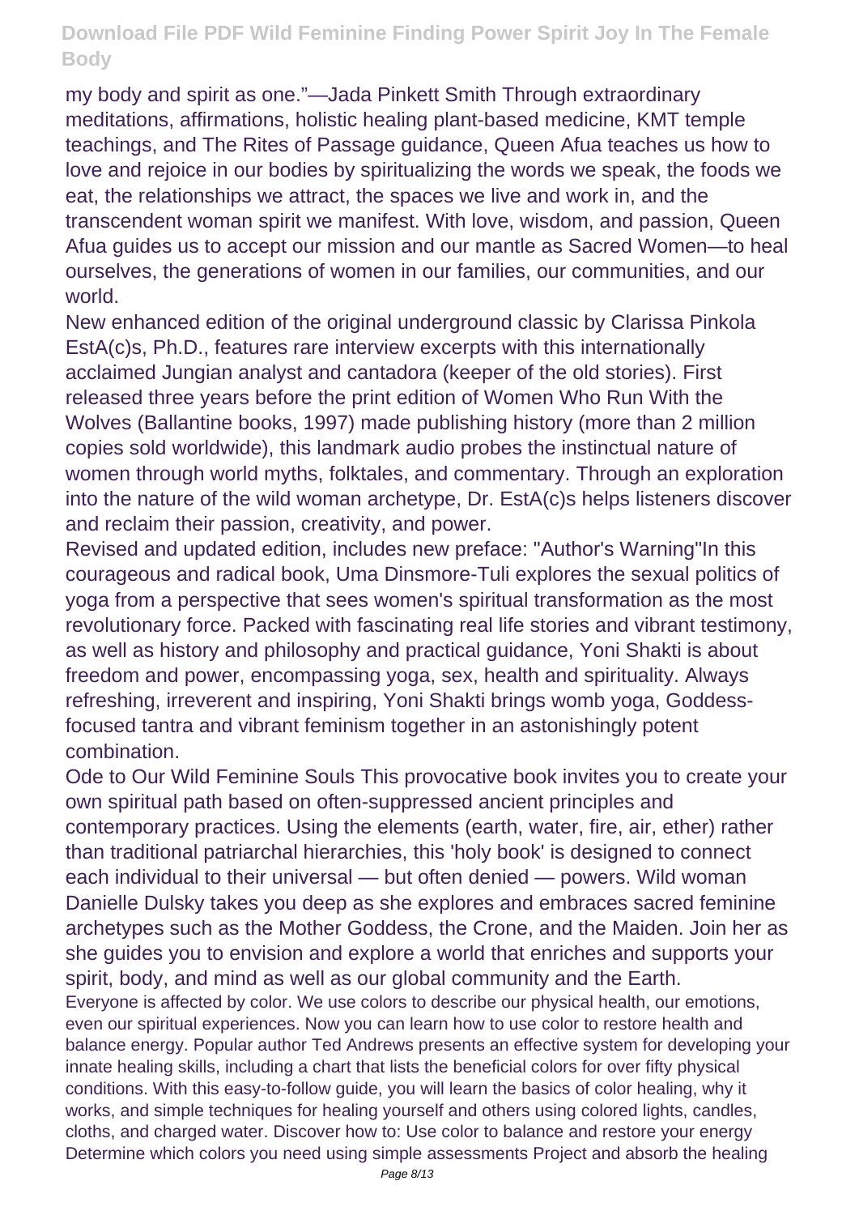my body and spirit as one."—Jada Pinkett Smith Through extraordinary meditations, affirmations, holistic healing plant-based medicine, KMT temple teachings, and The Rites of Passage guidance, Queen Afua teaches us how to love and rejoice in our bodies by spiritualizing the words we speak, the foods we eat, the relationships we attract, the spaces we live and work in, and the transcendent woman spirit we manifest. With love, wisdom, and passion, Queen Afua guides us to accept our mission and our mantle as Sacred Women—to heal ourselves, the generations of women in our families, our communities, and our world.

New enhanced edition of the original underground classic by Clarissa Pinkola EstA(c)s, Ph.D., features rare interview excerpts with this internationally acclaimed Jungian analyst and cantadora (keeper of the old stories). First released three years before the print edition of Women Who Run With the Wolves (Ballantine books, 1997) made publishing history (more than 2 million copies sold worldwide), this landmark audio probes the instinctual nature of women through world myths, folktales, and commentary. Through an exploration into the nature of the wild woman archetype, Dr. EstA(c)s helps listeners discover and reclaim their passion, creativity, and power.

Revised and updated edition, includes new preface: "Author's Warning"In this courageous and radical book, Uma Dinsmore-Tuli explores the sexual politics of yoga from a perspective that sees women's spiritual transformation as the most revolutionary force. Packed with fascinating real life stories and vibrant testimony, as well as history and philosophy and practical guidance, Yoni Shakti is about freedom and power, encompassing yoga, sex, health and spirituality. Always refreshing, irreverent and inspiring, Yoni Shakti brings womb yoga, Goddess-focused tantra and vibrant feminism together in an astonishingly potent combination.

Ode to Our Wild Feminine Souls This provocative book invites you to create your own spiritual path based on often-suppressed ancient principles and contemporary practices. Using the elements (earth, water, fire, air, ether) rather than traditional patriarchal hierarchies, this 'holy book' is designed to connect each individual to their universal — but often denied — powers. Wild woman Danielle Dulsky takes you deep as she explores and embraces sacred feminine archetypes such as the Mother Goddess, the Crone, and the Maiden. Join her as she guides you to envision and explore a world that enriches and supports your spirit, body, and mind as well as our global community and the Earth.

Everyone is affected by color. We use colors to describe our physical health, our emotions, even our spiritual experiences. Now you can learn how to use color to restore health and balance energy. Popular author Ted Andrews presents an effective system for developing your innate healing skills, including a chart that lists the beneficial colors for over fifty physical conditions. With this easy-to-follow guide, you will learn the basics of color healing, why it works, and simple techniques for healing yourself and others using colored lights, candles, cloths, and charged water. Discover how to: Use color to balance and restore your energy Determine which colors you need using simple assessments Project and absorb the healing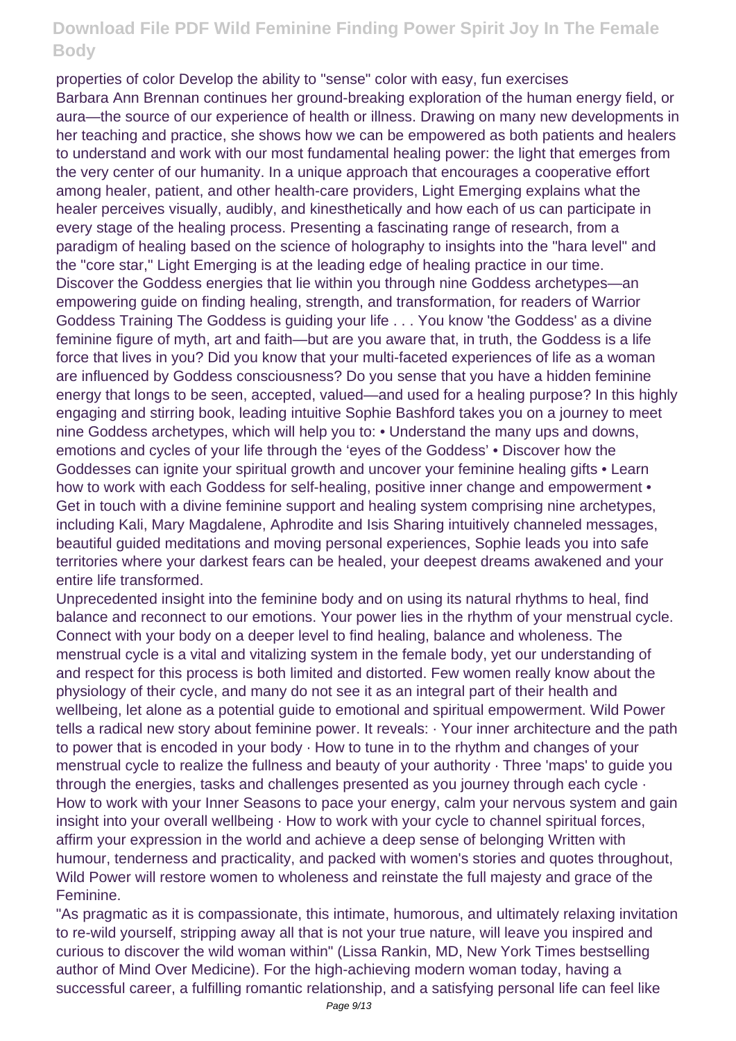properties of color Develop the ability to "sense" color with easy, fun exercises

Barbara Ann Brennan continues her ground-breaking exploration of the human energy field, or aura—the source of our experience of health or illness. Drawing on many new developments in her teaching and practice, she shows how we can be empowered as both patients and healers to understand and work with our most fundamental healing power: the light that emerges from the very center of our humanity. In a unique approach that encourages a cooperative effort among healer, patient, and other health-care providers, Light Emerging explains what the healer perceives visually, audibly, and kinesthetically and how each of us can participate in every stage of the healing process. Presenting a fascinating range of research, from a paradigm of healing based on the science of holography to insights into the "hara level" and the "core star," Light Emerging is at the leading edge of healing practice in our time.

Discover the Goddess energies that lie within you through nine Goddess archetypes—an empowering guide on finding healing, strength, and transformation, for readers of Warrior Goddess Training The Goddess is guiding your life . . . You know 'the Goddess' as a divine feminine figure of myth, art and faith—but are you aware that, in truth, the Goddess is a life force that lives in you? Did you know that your multi-faceted experiences of life as a woman are influenced by Goddess consciousness? Do you sense that you have a hidden feminine energy that longs to be seen, accepted, valued—and used for a healing purpose? In this highly engaging and stirring book, leading intuitive Sophie Bashford takes you on a journey to meet nine Goddess archetypes, which will help you to: • Understand the many ups and downs, emotions and cycles of your life through the 'eyes of the Goddess' • Discover how the Goddesses can ignite your spiritual growth and uncover your feminine healing gifts • Learn how to work with each Goddess for self-healing, positive inner change and empowerment • Get in touch with a divine feminine support and healing system comprising nine archetypes, including Kali, Mary Magdalene, Aphrodite and Isis Sharing intuitively channeled messages, beautiful guided meditations and moving personal experiences, Sophie leads you into safe territories where your darkest fears can be healed, your deepest dreams awakened and your entire life transformed.

Unprecedented insight into the feminine body and on using its natural rhythms to heal, find balance and reconnect to our emotions. Your power lies in the rhythm of your menstrual cycle. Connect with your body on a deeper level to find healing, balance and wholeness. The menstrual cycle is a vital and vitalizing system in the female body, yet our understanding of and respect for this process is both limited and distorted. Few women really know about the physiology of their cycle, and many do not see it as an integral part of their health and wellbeing, let alone as a potential guide to emotional and spiritual empowerment. Wild Power tells a radical new story about feminine power. It reveals: · Your inner architecture and the path to power that is encoded in your body · How to tune in to the rhythm and changes of your menstrual cycle to realize the fullness and beauty of your authority · Three 'maps' to guide you through the energies, tasks and challenges presented as you journey through each cycle · How to work with your Inner Seasons to pace your energy, calm your nervous system and gain insight into your overall wellbeing · How to work with your cycle to channel spiritual forces, affirm your expression in the world and achieve a deep sense of belonging Written with humour, tenderness and practicality, and packed with women's stories and quotes throughout, Wild Power will restore women to wholeness and reinstate the full majesty and grace of the Feminine.

"As pragmatic as it is compassionate, this intimate, humorous, and ultimately relaxing invitation to re-wild yourself, stripping away all that is not your true nature, will leave you inspired and curious to discover the wild woman within" (Lissa Rankin, MD, New York Times bestselling author of Mind Over Medicine). For the high-achieving modern woman today, having a successful career, a fulfilling romantic relationship, and a satisfying personal life can feel like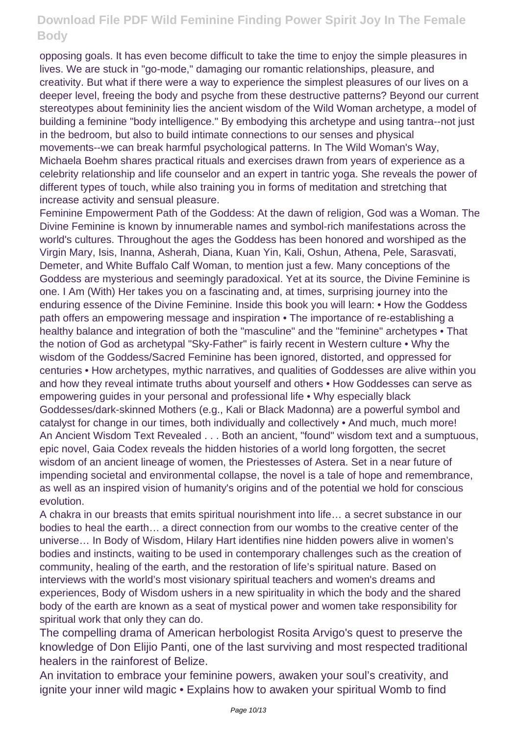opposing goals. It has even become difficult to take the time to enjoy the simple pleasures in lives. We are stuck in "go-mode," damaging our romantic relationships, pleasure, and creativity. But what if there were a way to experience the simplest pleasures of our lives on a deeper level, freeing the body and psyche from these destructive patterns? Beyond our current stereotypes about femininity lies the ancient wisdom of the Wild Woman archetype, a model of building a feminine "body intelligence." By embodying this archetype and using tantra--not just in the bedroom, but also to build intimate connections to our senses and physical movements--we can break harmful psychological patterns. In The Wild Woman's Way, Michaela Boehm shares practical rituals and exercises drawn from years of experience as a celebrity relationship and life counselor and an expert in tantric yoga. She reveals the power of different types of touch, while also training you in forms of meditation and stretching that increase activity and sensual pleasure.

Feminine Empowerment Path of the Goddess: At the dawn of religion, God was a Woman. The Divine Feminine is known by innumerable names and symbol-rich manifestations across the world's cultures. Throughout the ages the Goddess has been honored and worshiped as the Virgin Mary, Isis, Inanna, Asherah, Diana, Kuan Yin, Kali, Oshun, Athena, Pele, Sarasvati, Demeter, and White Buffalo Calf Woman, to mention just a few. Many conceptions of the Goddess are mysterious and seemingly paradoxical. Yet at its source, the Divine Feminine is one. I Am (With) Her takes you on a fascinating and, at times, surprising journey into the enduring essence of the Divine Feminine. Inside this book you will learn: • How the Goddess path offers an empowering message and inspiration • The importance of re-establishing a healthy balance and integration of both the "masculine" and the "feminine" archetypes • That the notion of God as archetypal "Sky-Father" is fairly recent in Western culture • Why the wisdom of the Goddess/Sacred Feminine has been ignored, distorted, and oppressed for centuries • How archetypes, mythic narratives, and qualities of Goddesses are alive within you and how they reveal intimate truths about yourself and others • How Goddesses can serve as empowering guides in your personal and professional life • Why especially black Goddesses/dark-skinned Mothers (e.g., Kali or Black Madonna) are a powerful symbol and catalyst for change in our times, both individually and collectively • And much, much more!

An Ancient Wisdom Text Revealed . . . Both an ancient, "found" wisdom text and a sumptuous, epic novel, Gaia Codex reveals the hidden histories of a world long forgotten, the secret wisdom of an ancient lineage of women, the Priestesses of Astera. Set in a near future of impending societal and environmental collapse, the novel is a tale of hope and remembrance, as well as an inspired vision of humanity's origins and of the potential we hold for conscious evolution.

A chakra in our breasts that emits spiritual nourishment into life… a secret substance in our bodies to heal the earth… a direct connection from our wombs to the creative center of the universe… In Body of Wisdom, Hilary Hart identifies nine hidden powers alive in women's bodies and instincts, waiting to be used in contemporary challenges such as the creation of community, healing of the earth, and the restoration of life's spiritual nature. Based on interviews with the world's most visionary spiritual teachers and women's dreams and experiences, Body of Wisdom ushers in a new spirituality in which the body and the shared body of the earth are known as a seat of mystical power and women take responsibility for spiritual work that only they can do.

The compelling drama of American herbologist Rosita Arvigo's quest to preserve the knowledge of Don Elijio Panti, one of the last surviving and most respected traditional healers in the rainforest of Belize.

An invitation to embrace your feminine powers, awaken your soul's creativity, and ignite your inner wild magic • Explains how to awaken your spiritual Womb to find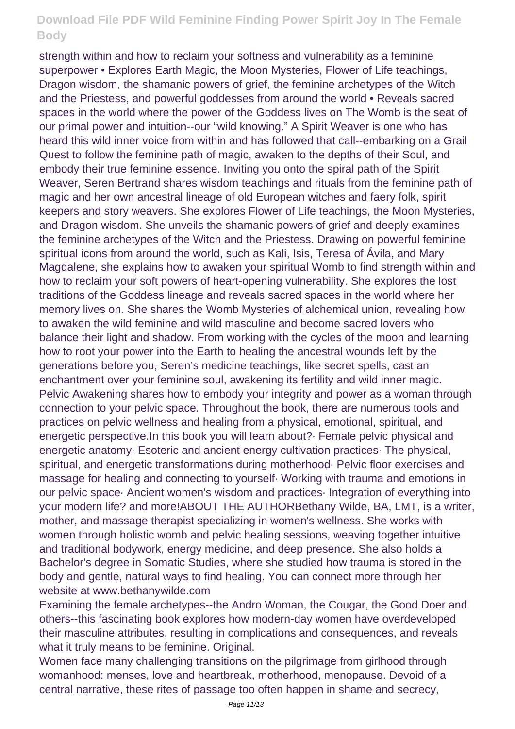strength within and how to reclaim your softness and vulnerability as a feminine superpower • Explores Earth Magic, the Moon Mysteries, Flower of Life teachings, Dragon wisdom, the shamanic powers of grief, the feminine archetypes of the Witch and the Priestess, and powerful goddesses from around the world • Reveals sacred spaces in the world where the power of the Goddess lives on The Womb is the seat of our primal power and intuition--our "wild knowing." A Spirit Weaver is one who has heard this wild inner voice from within and has followed that call--embarking on a Grail Quest to follow the feminine path of magic, awaken to the depths of their Soul, and embody their true feminine essence. Inviting you onto the spiral path of the Spirit Weaver, Seren Bertrand shares wisdom teachings and rituals from the feminine path of magic and her own ancestral lineage of old European witches and faery folk, spirit keepers and story weavers. She explores Flower of Life teachings, the Moon Mysteries, and Dragon wisdom. She unveils the shamanic powers of grief and deeply examines the feminine archetypes of the Witch and the Priestess. Drawing on powerful feminine spiritual icons from around the world, such as Kali, Isis, Teresa of Ávila, and Mary Magdalene, she explains how to awaken your spiritual Womb to find strength within and how to reclaim your soft powers of heart-opening vulnerability. She explores the lost traditions of the Goddess lineage and reveals sacred spaces in the world where her memory lives on. She shares the Womb Mysteries of alchemical union, revealing how to awaken the wild feminine and wild masculine and become sacred lovers who balance their light and shadow. From working with the cycles of the moon and learning how to root your power into the Earth to healing the ancestral wounds left by the generations before you, Seren's medicine teachings, like secret spells, cast an enchantment over your feminine soul, awakening its fertility and wild inner magic. Pelvic Awakening shares how to embody your integrity and power as a woman through connection to your pelvic space. Throughout the book, there are numerous tools and practices on pelvic wellness and healing from a physical, emotional, spiritual, and energetic perspective.In this book you will learn about?· Female pelvic physical and energetic anatomy· Esoteric and ancient energy cultivation practices· The physical, spiritual, and energetic transformations during motherhood· Pelvic floor exercises and massage for healing and connecting to yourself· Working with trauma and emotions in our pelvic space· Ancient women's wisdom and practices· Integration of everything into your modern life? and more!ABOUT THE AUTHORBethany Wilde, BA, LMT, is a writer, mother, and massage therapist specializing in women's wellness. She works with women through holistic womb and pelvic healing sessions, weaving together intuitive and traditional bodywork, energy medicine, and deep presence. She also holds a Bachelor's degree in Somatic Studies, where she studied how trauma is stored in the body and gentle, natural ways to find healing. You can connect more through her website at www.bethanywilde.com

Examining the female archetypes--the Andro Woman, the Cougar, the Good Doer and others--this fascinating book explores how modern-day women have overdeveloped their masculine attributes, resulting in complications and consequences, and reveals what it truly means to be feminine. Original.

Women face many challenging transitions on the pilgrimage from girlhood through womanhood: menses, love and heartbreak, motherhood, menopause. Devoid of a central narrative, these rites of passage too often happen in shame and secrecy,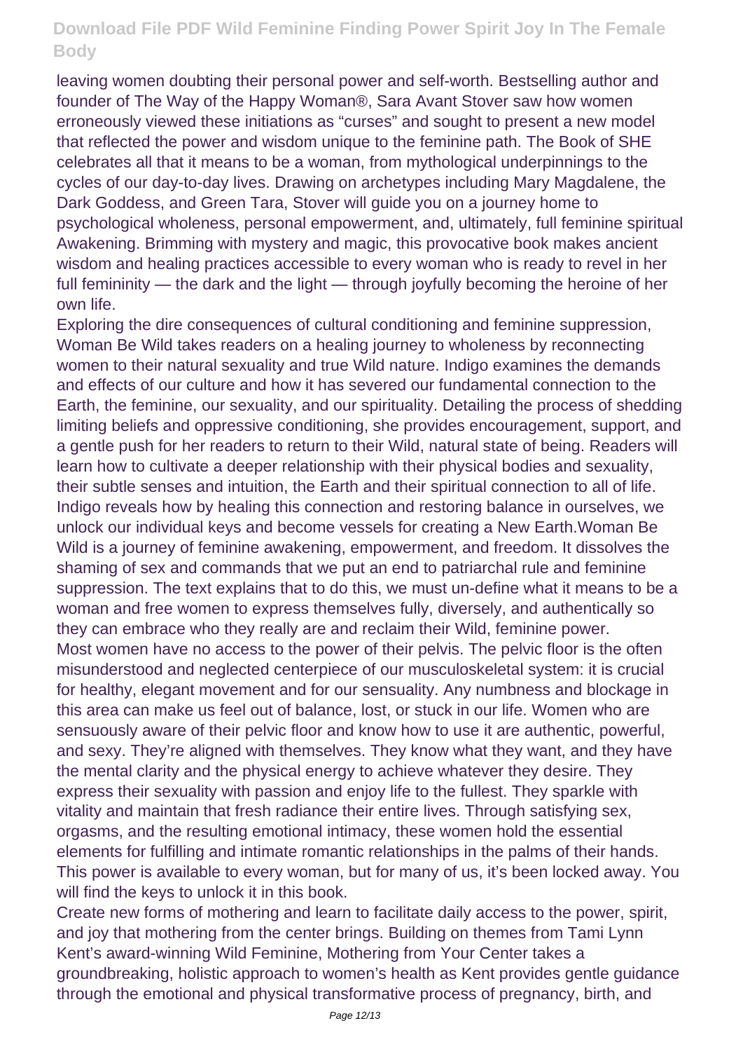leaving women doubting their personal power and self-worth. Bestselling author and founder of The Way of the Happy Woman®, Sara Avant Stover saw how women erroneously viewed these initiations as "curses" and sought to present a new model that reflected the power and wisdom unique to the feminine path. The Book of SHE celebrates all that it means to be a woman, from mythological underpinnings to the cycles of our day-to-day lives. Drawing on archetypes including Mary Magdalene, the Dark Goddess, and Green Tara, Stover will guide you on a journey home to psychological wholeness, personal empowerment, and, ultimately, full feminine spiritual Awakening. Brimming with mystery and magic, this provocative book makes ancient wisdom and healing practices accessible to every woman who is ready to revel in her full femininity — the dark and the light — through joyfully becoming the heroine of her own life.

Exploring the dire consequences of cultural conditioning and feminine suppression, Woman Be Wild takes readers on a healing journey to wholeness by reconnecting women to their natural sexuality and true Wild nature. Indigo examines the demands and effects of our culture and how it has severed our fundamental connection to the Earth, the feminine, our sexuality, and our spirituality. Detailing the process of shedding limiting beliefs and oppressive conditioning, she provides encouragement, support, and a gentle push for her readers to return to their Wild, natural state of being. Readers will learn how to cultivate a deeper relationship with their physical bodies and sexuality, their subtle senses and intuition, the Earth and their spiritual connection to all of life. Indigo reveals how by healing this connection and restoring balance in ourselves, we unlock our individual keys and become vessels for creating a New Earth.Woman Be Wild is a journey of feminine awakening, empowerment, and freedom. It dissolves the shaming of sex and commands that we put an end to patriarchal rule and feminine suppression. The text explains that to do this, we must un-define what it means to be a woman and free women to express themselves fully, diversely, and authentically so they can embrace who they really are and reclaim their Wild, feminine power.

Most women have no access to the power of their pelvis. The pelvic floor is the often misunderstood and neglected centerpiece of our musculoskeletal system: it is crucial for healthy, elegant movement and for our sensuality. Any numbness and blockage in this area can make us feel out of balance, lost, or stuck in our life. Women who are sensuously aware of their pelvic floor and know how to use it are authentic, powerful, and sexy. They're aligned with themselves. They know what they want, and they have the mental clarity and the physical energy to achieve whatever they desire. They express their sexuality with passion and enjoy life to the fullest. They sparkle with vitality and maintain that fresh radiance their entire lives. Through satisfying sex, orgasms, and the resulting emotional intimacy, these women hold the essential elements for fulfilling and intimate romantic relationships in the palms of their hands. This power is available to every woman, but for many of us, it's been locked away. You will find the keys to unlock it in this book.

Create new forms of mothering and learn to facilitate daily access to the power, spirit, and joy that mothering from the center brings. Building on themes from Tami Lynn Kent's award-winning Wild Feminine, Mothering from Your Center takes a groundbreaking, holistic approach to women's health as Kent provides gentle guidance through the emotional and physical transformative process of pregnancy, birth, and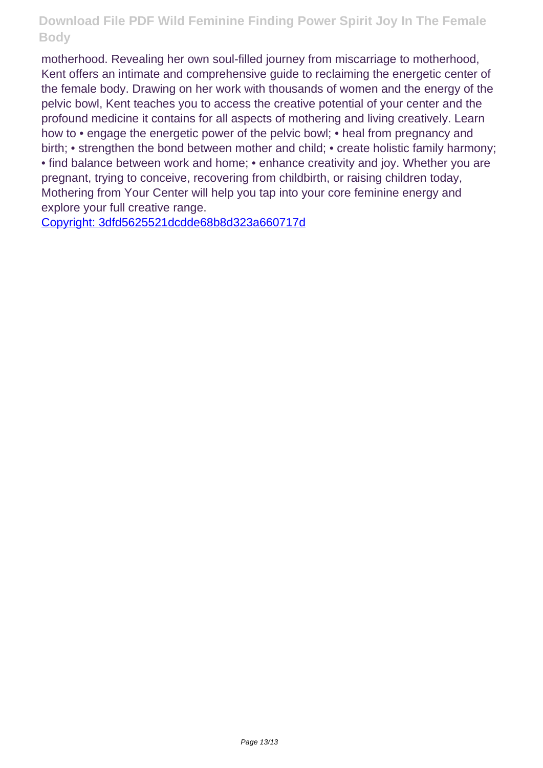motherhood. Revealing her own soul-filled journey from miscarriage to motherhood, Kent offers an intimate and comprehensive guide to reclaiming the energetic center of the female body. Drawing on her work with thousands of women and the energy of the pelvic bowl, Kent teaches you to access the creative potential of your center and the profound medicine it contains for all aspects of mothering and living creatively. Learn how to • engage the energetic power of the pelvic bowl; • heal from pregnancy and birth; • strengthen the bond between mother and child; • create holistic family harmony; • find balance between work and home; • enhance creativity and joy. Whether you are pregnant, trying to conceive, recovering from childbirth, or raising children today, Mothering from Your Center will help you tap into your core feminine energy and explore your full creative range.

Copyright: 3dfd5625521dcdde68b8d323a660717d